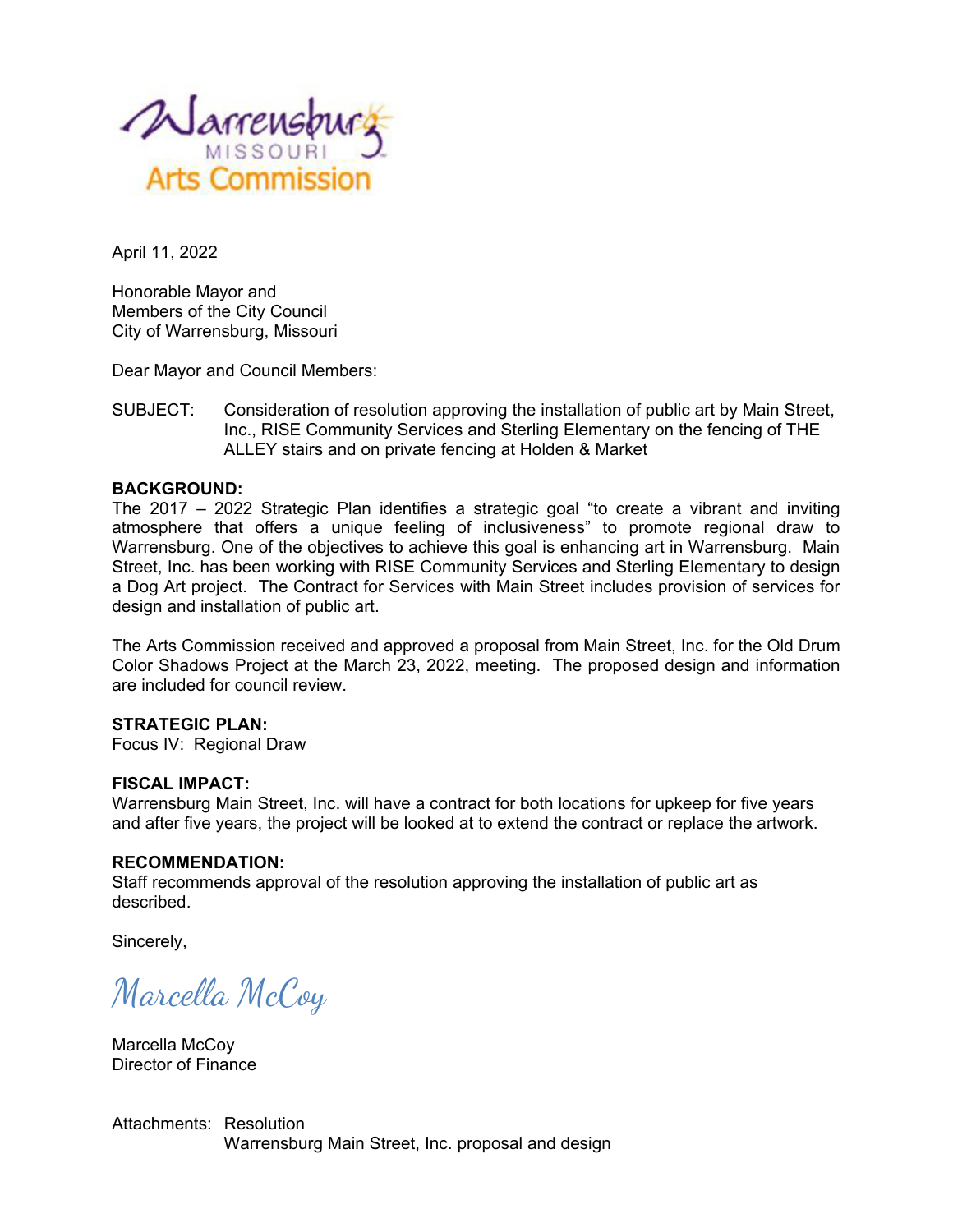Warrensburg MISSOURI Arts Commission

April 11, 2022

Honorable Mayor and
Members of the City Council
City of Warrensburg, Missouri

Dear Mayor and Council Members:

SUBJECT: Consideration of resolution approving the installation of public art by Main Street, Inc., RISE Community Services and Sterling Elementary on the fencing of THE ALLEY stairs and on private fencing at Holden & Market

**BACKGROUND:**
The 2017 – 2022 Strategic Plan identifies a strategic goal "to create a vibrant and inviting atmosphere that offers a unique feeling of inclusiveness" to promote regional draw to Warrensburg. One of the objectives to achieve this goal is enhancing art in Warrensburg. Main Street, Inc. has been working with RISE Community Services and Sterling Elementary to design a Dog Art project. The Contract for Services with Main Street includes provision of services for design and installation of public art.

The Arts Commission received and approved a proposal from Main Street, Inc. for the Old Drum Color Shadows Project at the March 23, 2022, meeting. The proposed design and information are included for council review.

**STRATEGIC PLAN:**
Focus IV: Regional Draw

**FISCAL IMPACT:**
Warrensburg Main Street, Inc. will have a contract for both locations for upkeep for five years and after five years, the project will be looked at to extend the contract or replace the artwork.

**RECOMMENDATION:**
Staff recommends approval of the resolution approving the installation of public art as described.

Sincerely,

*Marcella McCoy*

Marcella McCoy
Director of Finance

Attachments: Resolution
Warrensburg Main Street, Inc. proposal and design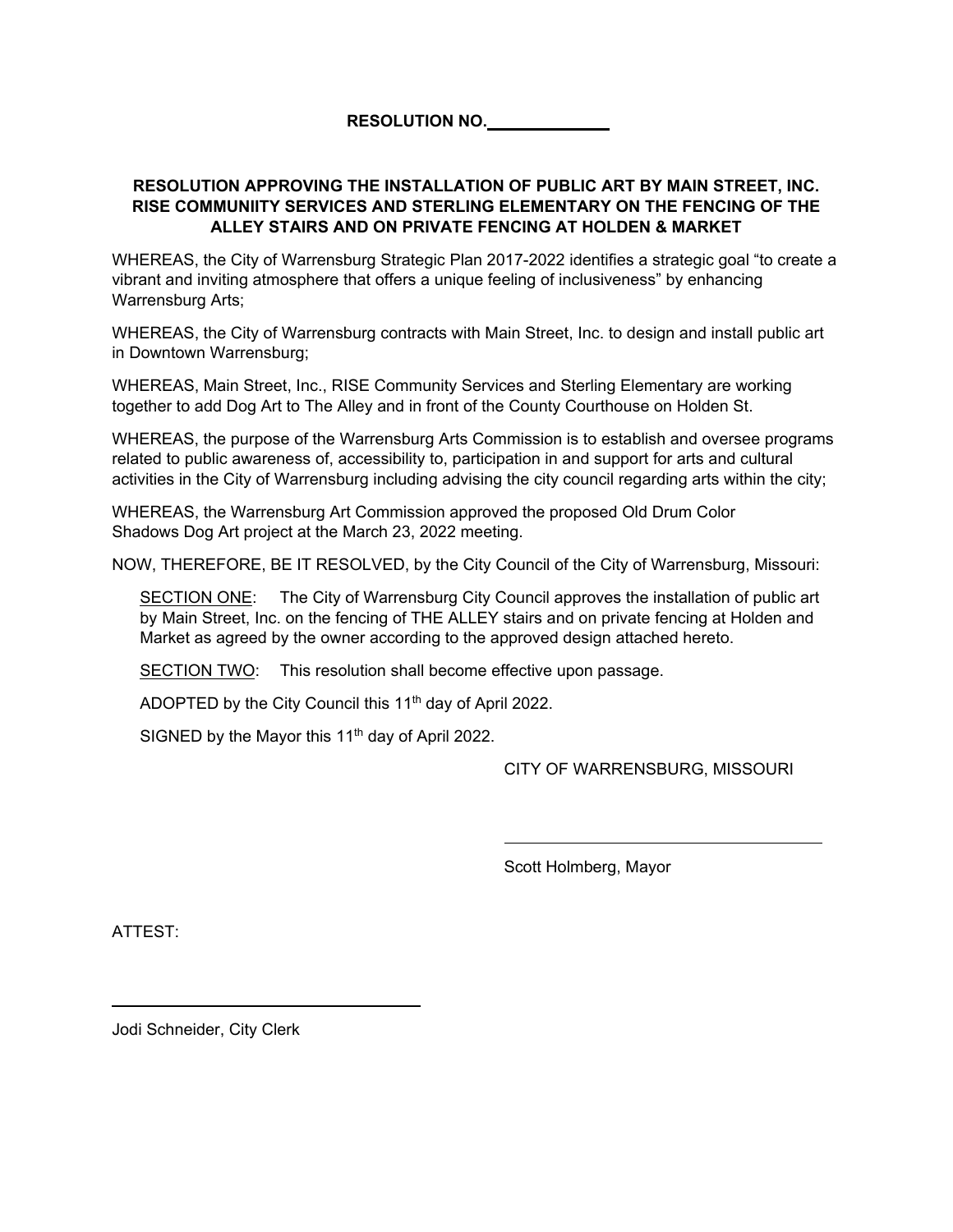**RESOLUTION NO.\_\_\_\_\_\_\_\_\_\_\_\_\_\_**

**RESOLUTION APPROVING THE INSTALLATION OF PUBLIC ART BY MAIN STREET, INC. RISE COMMUNIITY SERVICES AND STERLING ELEMENTARY ON THE FENCING OF THE ALLEY STAIRS AND ON PRIVATE FENCING AT HOLDEN & MARKET**

WHEREAS, the City of Warrensburg Strategic Plan 2017-2022 identifies a strategic goal "to create a vibrant and inviting atmosphere that offers a unique feeling of inclusiveness" by enhancing Warrensburg Arts;

WHEREAS, the City of Warrensburg contracts with Main Street, Inc. to design and install public art in Downtown Warrensburg;

WHEREAS, Main Street, Inc., RISE Community Services and Sterling Elementary are working together to add Dog Art to The Alley and in front of the County Courthouse on Holden St.

WHEREAS, the purpose of the Warrensburg Arts Commission is to establish and oversee programs related to public awareness of, accessibility to, participation in and support for arts and cultural activities in the City of Warrensburg including advising the city council regarding arts within the city;

WHEREAS, the Warrensburg Art Commission approved the proposed Old Drum Color Shadows Dog Art project at the March 23, 2022 meeting.

NOW, THEREFORE, BE IT RESOLVED, by the City Council of the City of Warrensburg, Missouri:

SECTION ONE: The City of Warrensburg City Council approves the installation of public art by Main Street, Inc. on the fencing of THE ALLEY stairs and on private fencing at Holden and Market as agreed by the owner according to the approved design attached hereto.

SECTION TWO: This resolution shall become effective upon passage.

ADOPTED by the City Council this 11th day of April 2022.

SIGNED by the Mayor this 11th day of April 2022.

CITY OF WARRENSBURG, MISSOURI

\_\_\_\_\_\_\_\_\_\_\_\_\_\_\_\_\_\_\_\_\_\_\_\_\_\_\_\_\_\_\_\_\_\_\_\_

Scott Holmberg, Mayor

ATTEST:

\_\_\_\_\_\_\_\_\_\_\_\_\_\_\_\_\_\_\_\_\_\_\_\_\_\_\_\_\_\_\_\_\_\_\_\_

Jodi Schneider, City Clerk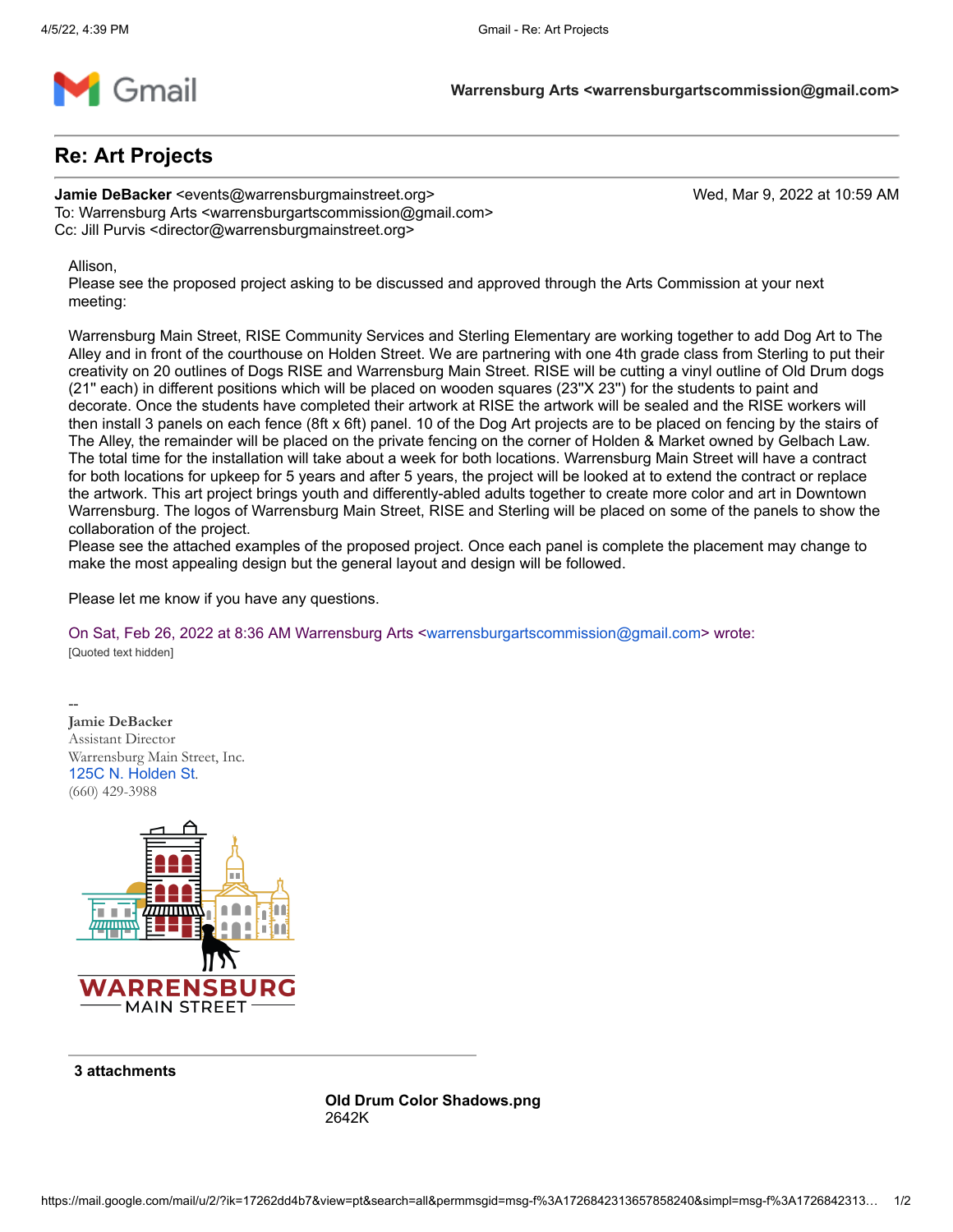Warrensburg Arts <warrensburgartscommission@gmail.com>

# Re: Art Projects

**Jamie DeBacker** <events@warrensburgmainstreet.org>
To: Warrensburg Arts <warrensburgartscommission@gmail.com>
Cc: Jill Purvis <director@warrensburgmainstreet.org>

Wed, Mar 9, 2022 at 10:59 AM

Allison,
Please see the proposed project asking to be discussed and approved through the Arts Commission at your next meeting:

Warrensburg Main Street, RISE Community Services and Sterling Elementary are working together to add Dog Art to The Alley and in front of the courthouse on Holden Street. We are partnering with one 4th grade class from Sterling to put their creativity on 20 outlines of Dogs RISE and Warrensburg Main Street. RISE will be cutting a vinyl outline of Old Drum dogs (21" each) in different positions which will be placed on wooden squares (23"X 23") for the students to paint and decorate. Once the students have completed their artwork at RISE the artwork will be sealed and the RISE workers will then install 3 panels on each fence (8ft x 6ft) panel. 10 of the Dog Art projects are to be placed on fencing by the stairs of The Alley, the remainder will be placed on the private fencing on the corner of Holden & Market owned by Gelbach Law. The total time for the installation will take about a week for both locations. Warrensburg Main Street will have a contract for both locations for upkeep for 5 years and after 5 years, the project will be looked at to extend the contract or replace the artwork. This art project brings youth and differently-abled adults together to create more color and art in Downtown Warrensburg. The logos of Warrensburg Main Street, RISE and Sterling will be placed on some of the panels to show the collaboration of the project.
Please see the attached examples of the proposed project. Once each panel is complete the placement may change to make the most appealing design but the general layout and design will be followed.

Please let me know if you have any questions.

On Sat, Feb 26, 2022 at 8:36 AM Warrensburg Arts <warrensburgartscommission@gmail.com> wrote:
[Quoted text hidden]

--
Jamie DeBacker
Assistant Director
Warrensburg Main Street, Inc.
125C N. Holden St.
(660) 429-3988

WARRENSBURG
MAIN STREET

**3 attachments**

**Old Drum Color Shadows.png**
2642K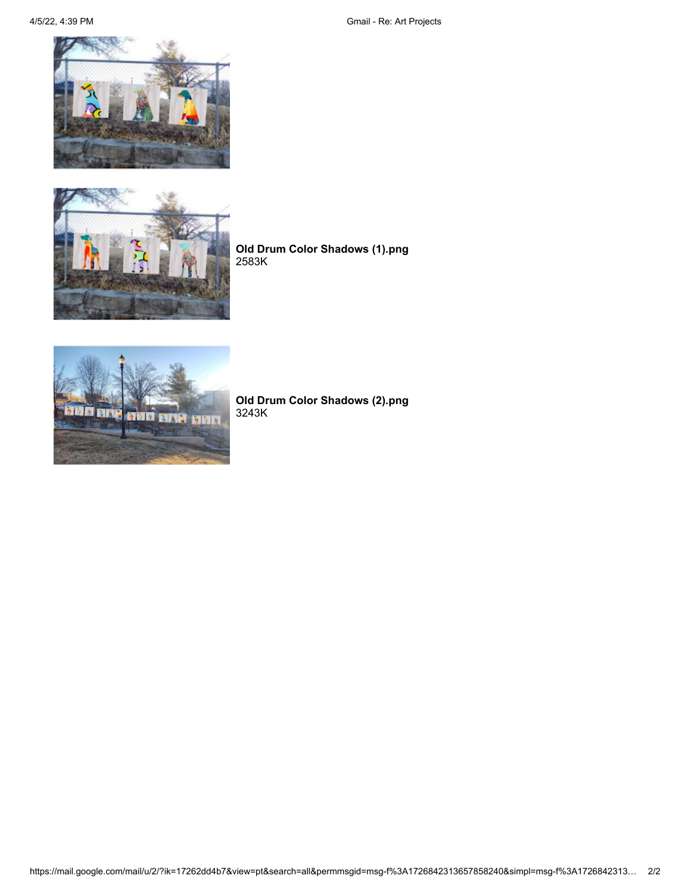**Old Drum Color Shadows (1).png**
2583K

**Old Drum Color Shadows (2).png**
3243K